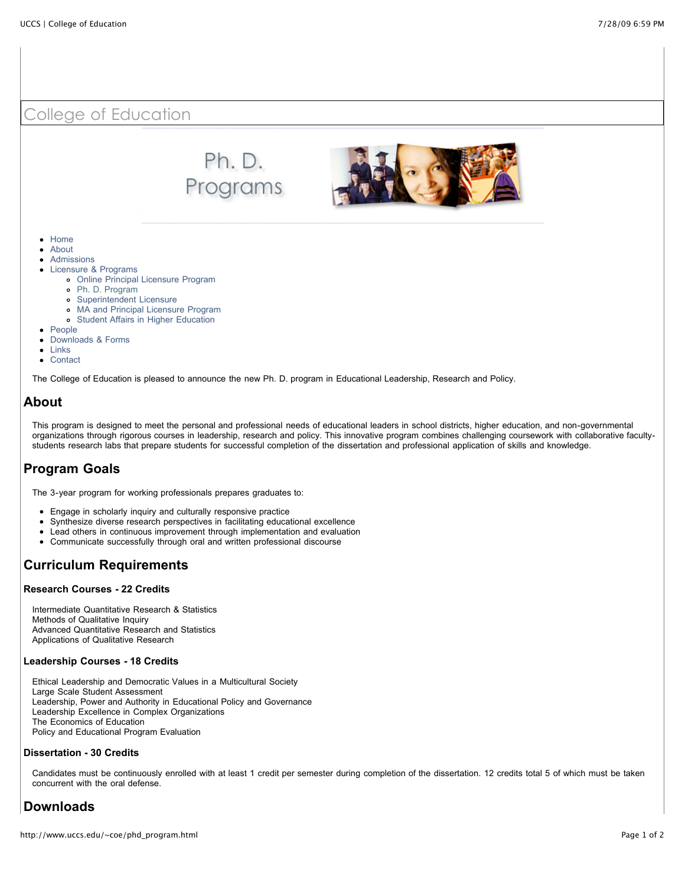# College of Education

Ph. D. Programs

- Home
- About
- Admissions
- Licensure & Programs
  - Online Principal Licensure Program
  - Ph. D. Program
  - Superintendent Licensure
  - MA and Principal Licensure Program
  - Student Affairs in Higher Education
- People
- Downloads & Forms
- Links
- Contact

The College of Education is pleased to announce the new Ph. D. program in Educational Leadership, Research and Policy.

## About

This program is designed to meet the personal and professional needs of educational leaders in school districts, higher education, and non-governmental organizations through rigorous courses in leadership, research and policy. This innovative program combines challenging coursework with collaborative faculty-students research labs that prepare students for successful completion of the dissertation and professional application of skills and knowledge.

## Program Goals

The 3-year program for working professionals prepares graduates to:

- Engage in scholarly inquiry and culturally responsive practice
- Synthesize diverse research perspectives in facilitating educational excellence
- Lead others in continuous improvement through implementation and evaluation
- Communicate successfully through oral and written professional discourse

## Curriculum Requirements

### Research Courses - 22 Credits

Intermediate Quantitative Research & Statistics
Methods of Qualitative Inquiry
Advanced Quantitative Research and Statistics
Applications of Qualitative Research

### Leadership Courses - 18 Credits

Ethical Leadership and Democratic Values in a Multicultural Society
Large Scale Student Assessment
Leadership, Power and Authority in Educational Policy and Governance
Leadership Excellence in Complex Organizations
The Economics of Education
Policy and Educational Program Evaluation

### Dissertation - 30 Credits

Candidates must be continuously enrolled with at least 1 credit per semester during completion of the dissertation. 12 credits total 5 of which must be taken concurrent with the oral defense.

## Downloads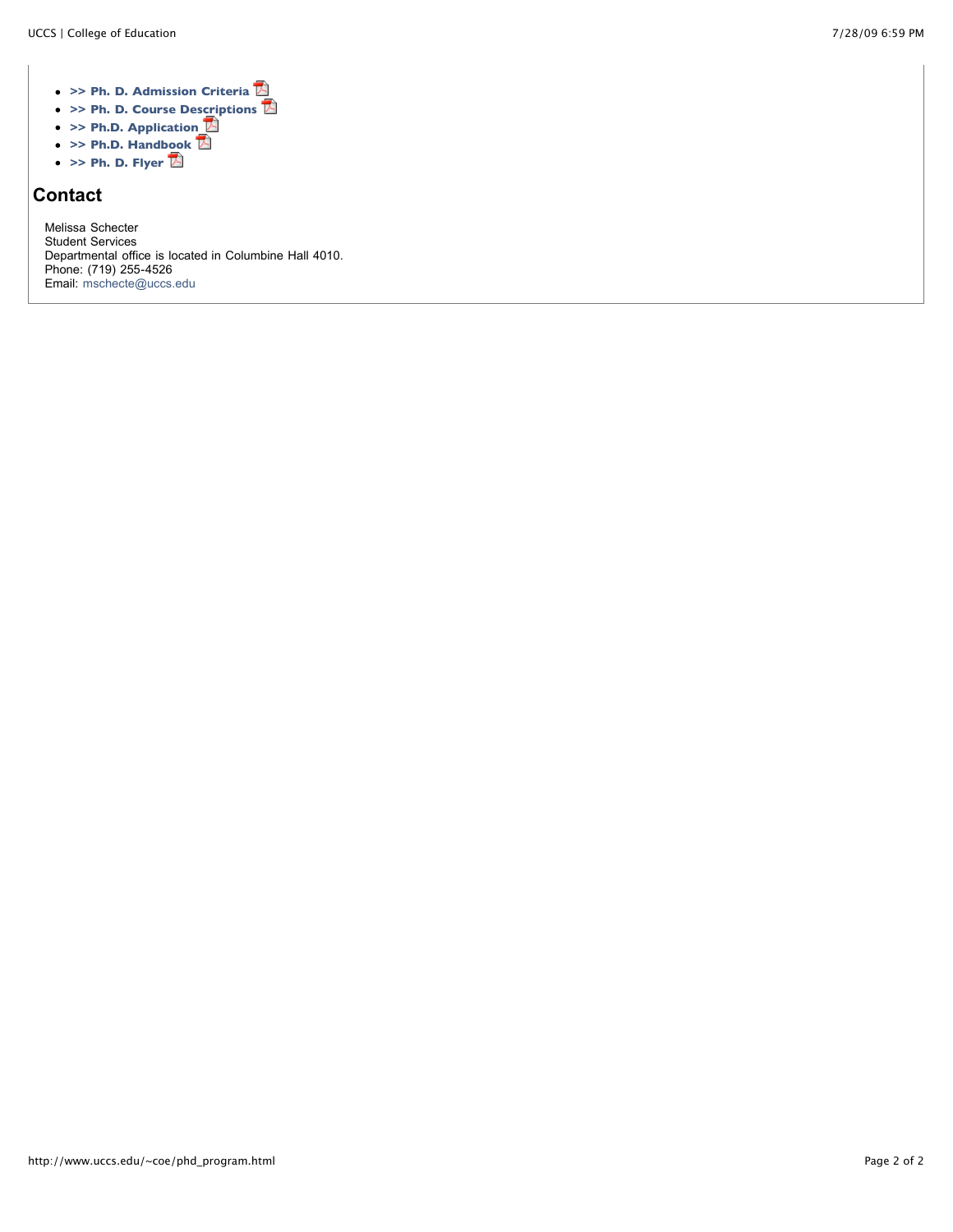- **>> Ph. D. Admission Criteria**
- **>> Ph. D. Course Descriptions**
- **>> Ph.D. Application**
- **>> Ph.D. Handbook**
- **>> Ph. D. Flyer**

## Contact

Melissa Schecter
Student Services
Departmental office is located in Columbine Hall 4010.
Phone: (719) 255-4526
Email: mschecte@uccs.edu